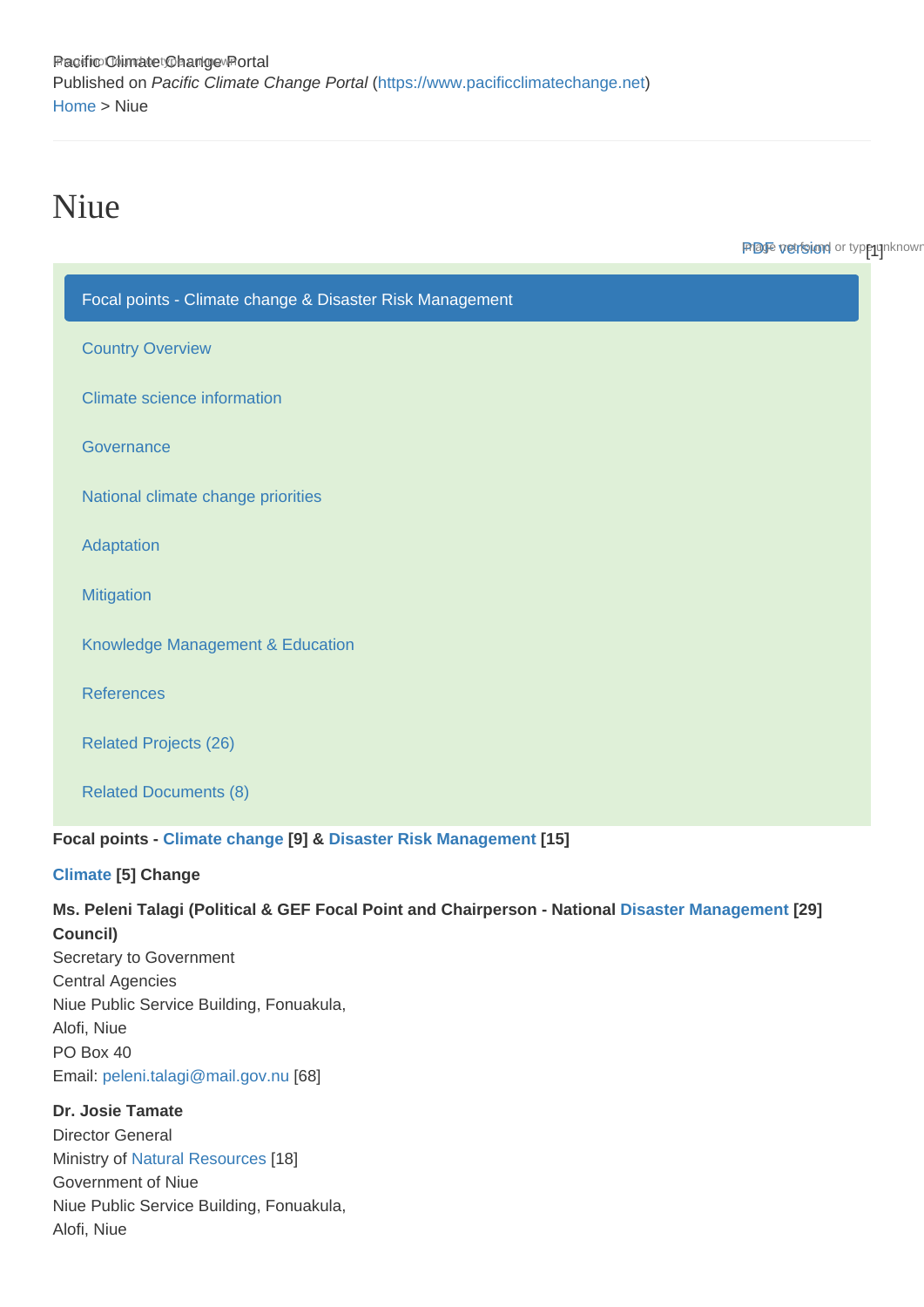Pacific Climate Change Portal
Published on *Pacific Climate Change Portal* (https://www.pacificclimatechange.net)
Home > Niue

# Niue

PDF version [1]

- Focal points - Climate change & Disaster Risk Management
- Country Overview
- Climate science information
- Governance
- National climate change priorities
- Adaptation
- Mitigation
- Knowledge Management & Education
- References
- Related Projects (26)
- Related Documents (8)

**Focal points - Climate change [9] & Disaster Risk Management [15]**

**Climate [5] Change**

**Ms. Peleni Talagi (Political & GEF Focal Point and Chairperson - National Disaster Management [29] Council)**
Secretary to Government
Central Agencies
Niue Public Service Building, Fonuakula,
Alofi, Niue
PO Box 40
Email: peleni.talagi@mail.gov.nu [68]

**Dr. Josie Tamate**
Director General
Ministry of Natural Resources [18]
Government of Niue
Niue Public Service Building, Fonuakula,
Alofi, Niue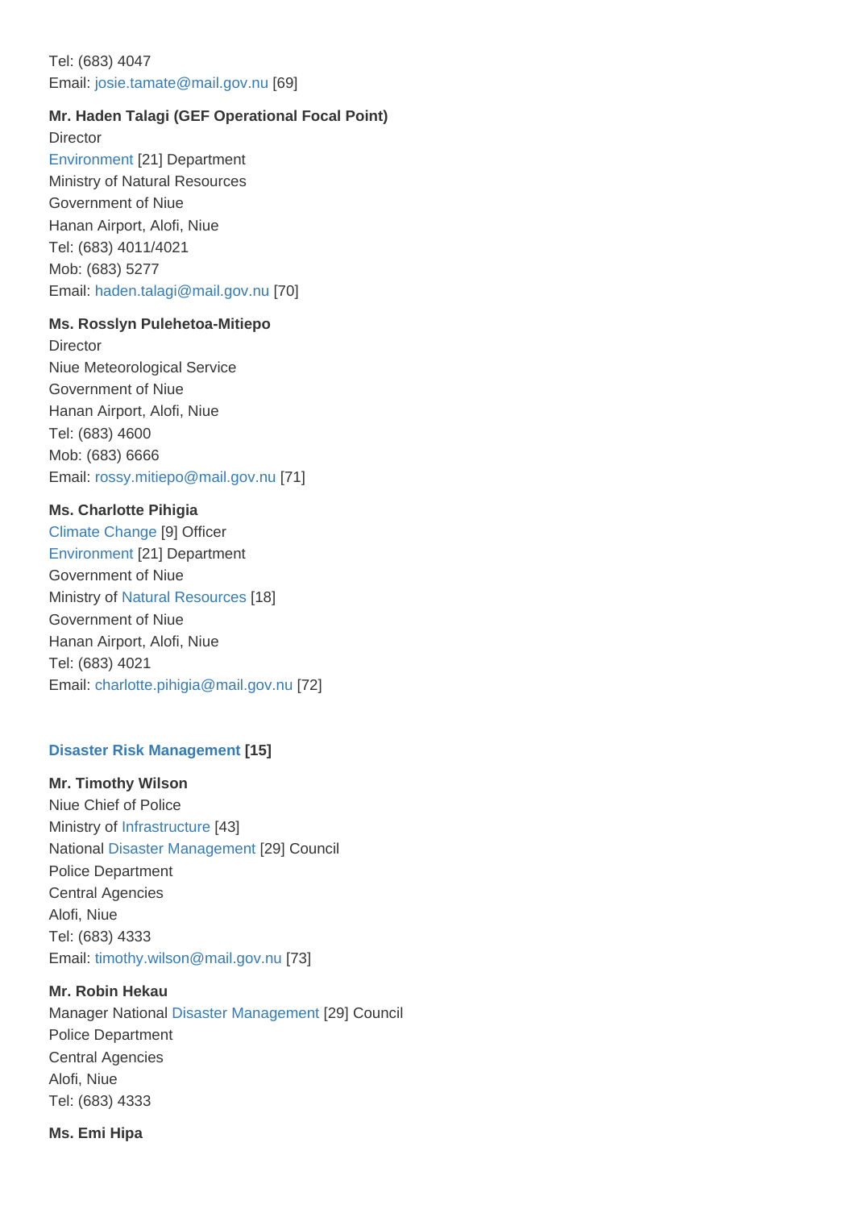Tel: (683) 4047
Email: josie.tamate@mail.gov.nu [69]

**Mr. Haden Talagi (GEF Operational Focal Point)**
Director
Environment [21] Department
Ministry of Natural Resources
Government of Niue
Hanan Airport, Alofi, Niue
Tel: (683) 4011/4021
Mob: (683) 5277
Email: haden.talagi@mail.gov.nu [70]

**Ms. Rosslyn Pulehetoa-Mitiepo**
Director
Niue Meteorological Service
Government of Niue
Hanan Airport, Alofi, Niue
Tel: (683) 4600
Mob: (683) 6666
Email: rossy.mitiepo@mail.gov.nu [71]

**Ms. Charlotte Pihigia**
Climate Change [9] Officer
Environment [21] Department
Government of Niue
Ministry of Natural Resources [18]
Government of Niue
Hanan Airport, Alofi, Niue
Tel: (683) 4021
Email: charlotte.pihigia@mail.gov.nu [72]

**Disaster Risk Management [15]**

**Mr. Timothy Wilson**
Niue Chief of Police
Ministry of Infrastructure [43]
National Disaster Management [29] Council
Police Department
Central Agencies
Alofi, Niue
Tel: (683) 4333
Email: timothy.wilson@mail.gov.nu [73]

**Mr. Robin Hekau**
Manager National Disaster Management [29] Council
Police Department
Central Agencies
Alofi, Niue
Tel: (683) 4333

**Ms. Emi Hipa**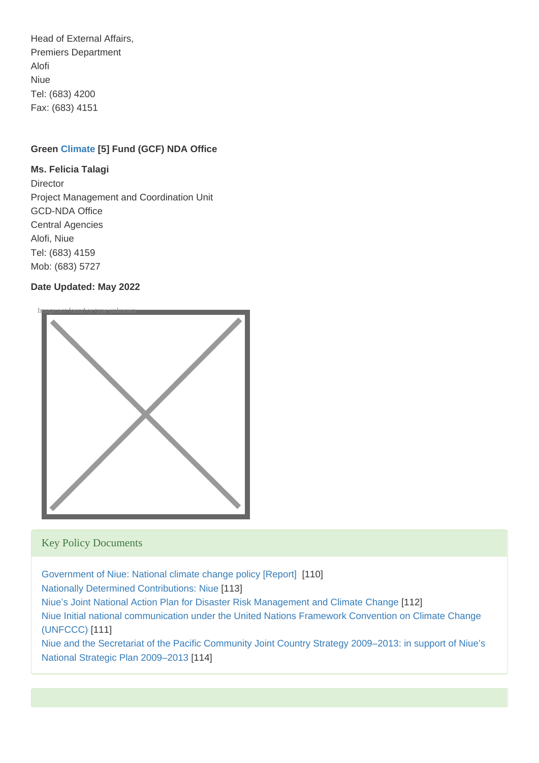Head of External Affairs,
Premiers Department
Alofi
Niue
Tel: (683) 4200
Fax: (683) 4151

**Green Climate [5] Fund (GCF) NDA Office**

**Ms. Felicia Talagi**
Director
Project Management and Coordination Unit
GCD-NDA Office
Central Agencies
Alofi, Niue
Tel: (683) 4159
Mob: (683) 5727

**Date Updated: May 2022**

## Key Policy Documents

Government of Niue: National climate change policy [Report] [110]
Nationally Determined Contributions: Niue [113]
Niue's Joint National Action Plan for Disaster Risk Management and Climate Change [112]
Niue Initial national communication under the United Nations Framework Convention on Climate Change (UNFCCC) [111]
Niue and the Secretariat of the Pacific Community Joint Country Strategy 2009–2013: in support of Niue's National Strategic Plan 2009–2013 [114]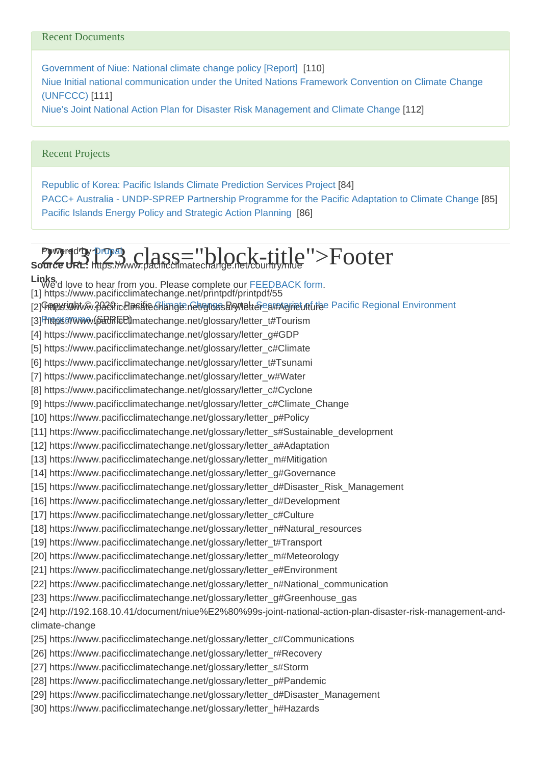## Recent Documents

Government of Niue: National climate change policy [Report] [110]
Niue Initial national communication under the United Nations Framework Convention on Climate Change (UNFCCC) [111]
Niue's Joint National Action Plan for Disaster Risk Management and Climate Change [112]

## Recent Projects

Republic of Korea: Pacific Islands Climate Prediction Services Project [84]
PACC+ Australia - UNDP-SPREP Partnership Programme for the Pacific Adaptation to Climate Change [85]
Pacific Islands Energy Policy and Strategic Action Planning [86]

Powered by Drupal

2213123 class="block-title">Footer

We'd love to hear from you. Please complete our FEEDBACK form.

Copyright © 2020 - Pacific Climate Change Portal. Secretariat of the Pacific Regional Environment Programme (SPREP)

**Source URL:** https://www.pacificclimatechange.net/country/niue

**Links**
[1] https://www.pacificclimatechange.net/printpdf/printpdf/55
[2] https://www.pacificclimatechange.net/glossary/letter_a#Agriculture
[3] https://www.pacificclimatechange.net/glossary/letter_t#Tourism
[4] https://www.pacificclimatechange.net/glossary/letter_g#GDP
[5] https://www.pacificclimatechange.net/glossary/letter_c#Climate
[6] https://www.pacificclimatechange.net/glossary/letter_t#Tsunami
[7] https://www.pacificclimatechange.net/glossary/letter_w#Water
[8] https://www.pacificclimatechange.net/glossary/letter_c#Cyclone
[9] https://www.pacificclimatechange.net/glossary/letter_c#Climate_Change
[10] https://www.pacificclimatechange.net/glossary/letter_p#Policy
[11] https://www.pacificclimatechange.net/glossary/letter_s#Sustainable_development
[12] https://www.pacificclimatechange.net/glossary/letter_a#Adaptation
[13] https://www.pacificclimatechange.net/glossary/letter_m#Mitigation
[14] https://www.pacificclimatechange.net/glossary/letter_g#Governance
[15] https://www.pacificclimatechange.net/glossary/letter_d#Disaster_Risk_Management
[16] https://www.pacificclimatechange.net/glossary/letter_d#Development
[17] https://www.pacificclimatechange.net/glossary/letter_c#Culture
[18] https://www.pacificclimatechange.net/glossary/letter_n#Natural_resources
[19] https://www.pacificclimatechange.net/glossary/letter_t#Transport
[20] https://www.pacificclimatechange.net/glossary/letter_m#Meteorology
[21] https://www.pacificclimatechange.net/glossary/letter_e#Environment
[22] https://www.pacificclimatechange.net/glossary/letter_n#National_communication
[23] https://www.pacificclimatechange.net/glossary/letter_g#Greenhouse_gas
[24] http://192.168.10.41/document/niue%E2%80%99s-joint-national-action-plan-disaster-risk-management-and-climate-change
[25] https://www.pacificclimatechange.net/glossary/letter_c#Communications
[26] https://www.pacificclimatechange.net/glossary/letter_r#Recovery
[27] https://www.pacificclimatechange.net/glossary/letter_s#Storm
[28] https://www.pacificclimatechange.net/glossary/letter_p#Pandemic
[29] https://www.pacificclimatechange.net/glossary/letter_d#Disaster_Management
[30] https://www.pacificclimatechange.net/glossary/letter_h#Hazards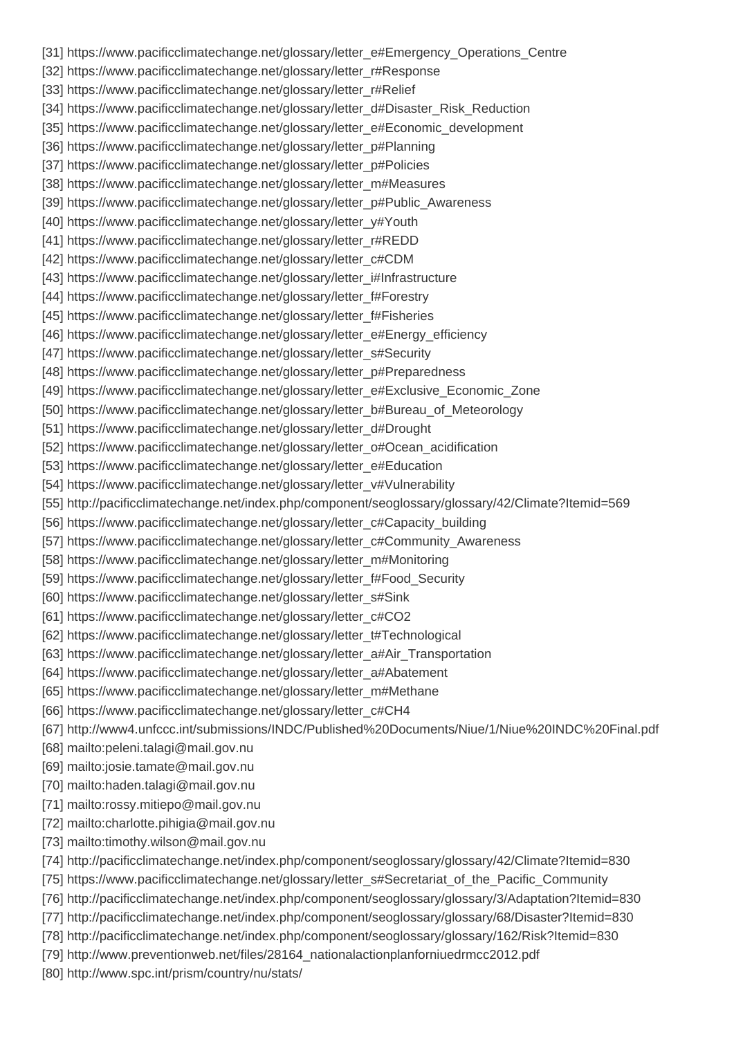[31] https://www.pacificclimatechange.net/glossary/letter_e#Emergency_Operations_Centre
[32] https://www.pacificclimatechange.net/glossary/letter_r#Response
[33] https://www.pacificclimatechange.net/glossary/letter_r#Relief
[34] https://www.pacificclimatechange.net/glossary/letter_d#Disaster_Risk_Reduction
[35] https://www.pacificclimatechange.net/glossary/letter_e#Economic_development
[36] https://www.pacificclimatechange.net/glossary/letter_p#Planning
[37] https://www.pacificclimatechange.net/glossary/letter_p#Policies
[38] https://www.pacificclimatechange.net/glossary/letter_m#Measures
[39] https://www.pacificclimatechange.net/glossary/letter_p#Public_Awareness
[40] https://www.pacificclimatechange.net/glossary/letter_y#Youth
[41] https://www.pacificclimatechange.net/glossary/letter_r#REDD
[42] https://www.pacificclimatechange.net/glossary/letter_c#CDM
[43] https://www.pacificclimatechange.net/glossary/letter_i#Infrastructure
[44] https://www.pacificclimatechange.net/glossary/letter_f#Forestry
[45] https://www.pacificclimatechange.net/glossary/letter_f#Fisheries
[46] https://www.pacificclimatechange.net/glossary/letter_e#Energy_efficiency
[47] https://www.pacificclimatechange.net/glossary/letter_s#Security
[48] https://www.pacificclimatechange.net/glossary/letter_p#Preparedness
[49] https://www.pacificclimatechange.net/glossary/letter_e#Exclusive_Economic_Zone
[50] https://www.pacificclimatechange.net/glossary/letter_b#Bureau_of_Meteorology
[51] https://www.pacificclimatechange.net/glossary/letter_d#Drought
[52] https://www.pacificclimatechange.net/glossary/letter_o#Ocean_acidification
[53] https://www.pacificclimatechange.net/glossary/letter_e#Education
[54] https://www.pacificclimatechange.net/glossary/letter_v#Vulnerability
[55] http://pacificclimatechange.net/index.php/component/seoglossary/glossary/42/Climate?Itemid=569
[56] https://www.pacificclimatechange.net/glossary/letter_c#Capacity_building
[57] https://www.pacificclimatechange.net/glossary/letter_c#Community_Awareness
[58] https://www.pacificclimatechange.net/glossary/letter_m#Monitoring
[59] https://www.pacificclimatechange.net/glossary/letter_f#Food_Security
[60] https://www.pacificclimatechange.net/glossary/letter_s#Sink
[61] https://www.pacificclimatechange.net/glossary/letter_c#CO2
[62] https://www.pacificclimatechange.net/glossary/letter_t#Technological
[63] https://www.pacificclimatechange.net/glossary/letter_a#Air_Transportation
[64] https://www.pacificclimatechange.net/glossary/letter_a#Abatement
[65] https://www.pacificclimatechange.net/glossary/letter_m#Methane
[66] https://www.pacificclimatechange.net/glossary/letter_c#CH4
[67] http://www4.unfccc.int/submissions/INDC/Published%20Documents/Niue/1/Niue%20INDC%20Final.pdf
[68] mailto:peleni.talagi@mail.gov.nu
[69] mailto:josie.tamate@mail.gov.nu
[70] mailto:haden.talagi@mail.gov.nu
[71] mailto:rossy.mitiepo@mail.gov.nu
[72] mailto:charlotte.pihigia@mail.gov.nu
[73] mailto:timothy.wilson@mail.gov.nu
[74] http://pacificclimatechange.net/index.php/component/seoglossary/glossary/42/Climate?Itemid=830
[75] https://www.pacificclimatechange.net/glossary/letter_s#Secretariat_of_the_Pacific_Community
[76] http://pacificclimatechange.net/index.php/component/seoglossary/glossary/3/Adaptation?Itemid=830
[77] http://pacificclimatechange.net/index.php/component/seoglossary/glossary/68/Disaster?Itemid=830
[78] http://pacificclimatechange.net/index.php/component/seoglossary/glossary/162/Risk?Itemid=830
[79] http://www.preventionweb.net/files/28164_nationalactionplanforniuedrmcc2012.pdf
[80] http://www.spc.int/prism/country/nu/stats/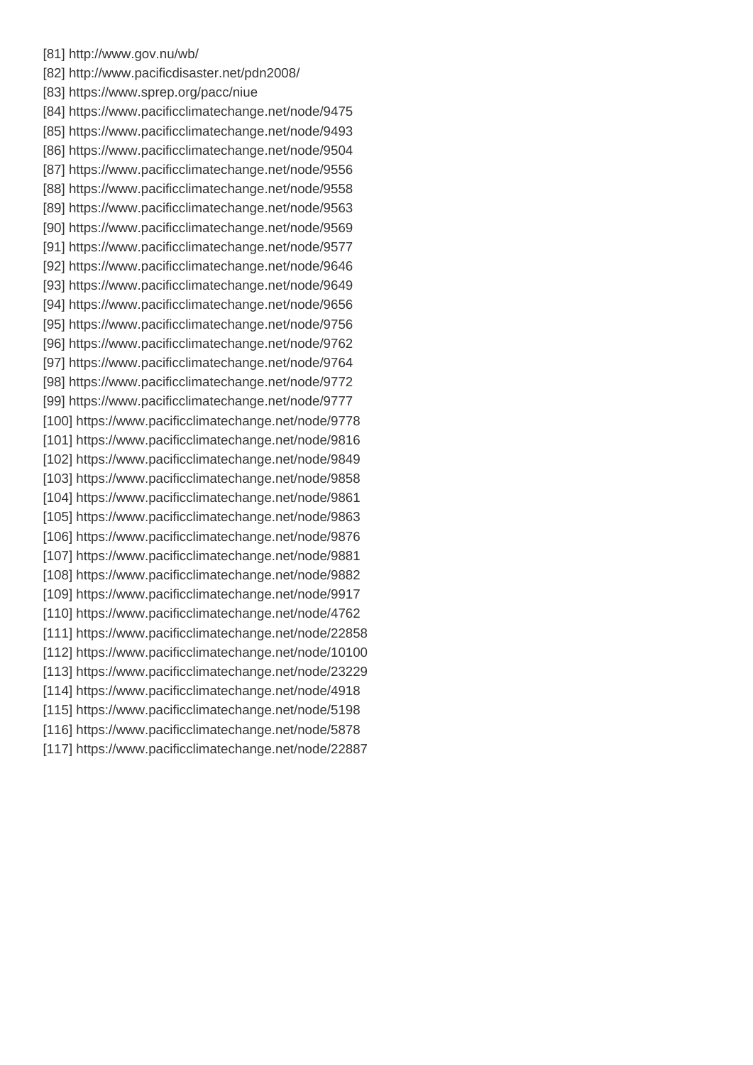[81] http://www.gov.nu/wb/

[82] http://www.pacificdisaster.net/pdn2008/

[83] https://www.sprep.org/pacc/niue

[84] https://www.pacificclimatechange.net/node/9475

[85] https://www.pacificclimatechange.net/node/9493

[86] https://www.pacificclimatechange.net/node/9504

[87] https://www.pacificclimatechange.net/node/9556

[88] https://www.pacificclimatechange.net/node/9558

[89] https://www.pacificclimatechange.net/node/9563

[90] https://www.pacificclimatechange.net/node/9569

[91] https://www.pacificclimatechange.net/node/9577

[92] https://www.pacificclimatechange.net/node/9646

[93] https://www.pacificclimatechange.net/node/9649

[94] https://www.pacificclimatechange.net/node/9656

[95] https://www.pacificclimatechange.net/node/9756

[96] https://www.pacificclimatechange.net/node/9762

[97] https://www.pacificclimatechange.net/node/9764

[98] https://www.pacificclimatechange.net/node/9772

[99] https://www.pacificclimatechange.net/node/9777

[100] https://www.pacificclimatechange.net/node/9778

[101] https://www.pacificclimatechange.net/node/9816

[102] https://www.pacificclimatechange.net/node/9849

[103] https://www.pacificclimatechange.net/node/9858

[104] https://www.pacificclimatechange.net/node/9861

[105] https://www.pacificclimatechange.net/node/9863

[106] https://www.pacificclimatechange.net/node/9876

[107] https://www.pacificclimatechange.net/node/9881

[108] https://www.pacificclimatechange.net/node/9882

[109] https://www.pacificclimatechange.net/node/9917

[110] https://www.pacificclimatechange.net/node/4762

[111] https://www.pacificclimatechange.net/node/22858

[112] https://www.pacificclimatechange.net/node/10100

[113] https://www.pacificclimatechange.net/node/23229

[114] https://www.pacificclimatechange.net/node/4918

[115] https://www.pacificclimatechange.net/node/5198

[116] https://www.pacificclimatechange.net/node/5878

[117] https://www.pacificclimatechange.net/node/22887